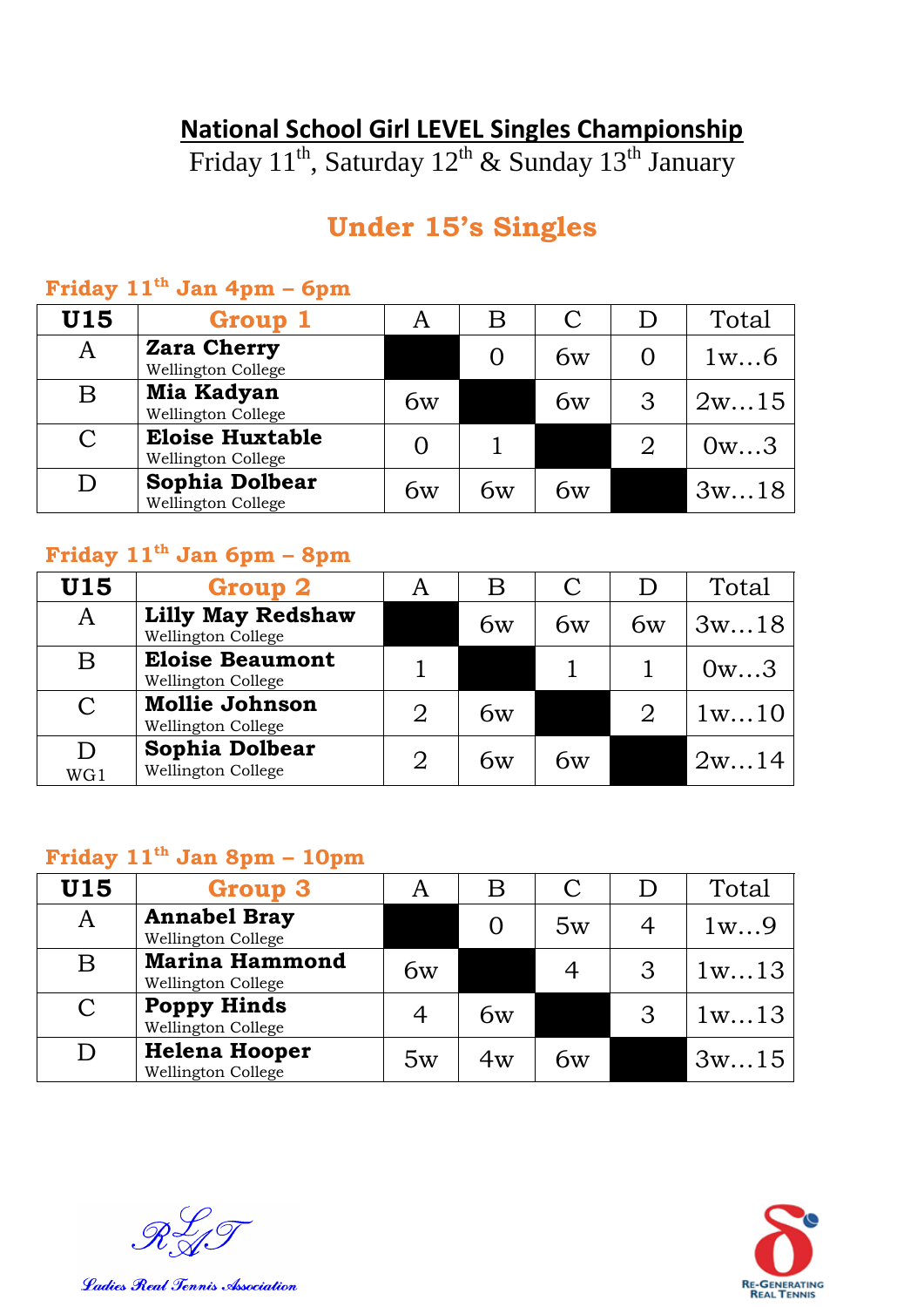# National School Girl LEVEL Singles Championship

Friday 11th, Saturday 12th & Sunday 13th January

## Under 15's Singles

### Friday 11th Jan 4pm – 6pm

| U15 | Group 1 | A | B | C | D | Total |
|---|---|---|---|---|---|---|
| A | **Zara Cherry** Wellington College | | 0 | 6w | 0 | 1w…6 |
| B | **Mia Kadyan** Wellington College | 6w | | 6w | 3 | 2w…15 |
| C | **Eloise Huxtable** Wellington College | 0 | 1 | | 2 | 0w…3 |
| D | **Sophia Dolbear** Wellington College | 6w | 6w | 6w | | 3w…18 |

### Friday 11th Jan 6pm – 8pm

| U15 | Group 2 | A | B | C | D | Total |
|---|---|---|---|---|---|---|
| A | **Lilly May Redshaw** Wellington College | | 6w | 6w | 6w | 3w…18 |
| B | **Eloise Beaumont** Wellington College | 1 | | 1 | 1 | 0w…3 |
| C | **Mollie Johnson** Wellington College | 2 | 6w | | 2 | 1w…10 |
| D WG1 | **Sophia Dolbear** Wellington College | 2 | 6w | 6w | | 2w…14 |

### Friday 11th Jan 8pm – 10pm

| U15 | Group 3 | A | B | C | D | Total |
|---|---|---|---|---|---|---|
| A | **Annabel Bray** Wellington College | | 0 | 5w | 4 | 1w…9 |
| B | **Marina Hammond** Wellington College | 6w | | 4 | 3 | 1w…13 |
| C | **Poppy Hinds** Wellington College | 4 | 6w | | 3 | 1w…13 |
| D | **Helena Hooper** Wellington College | 5w | 4w | 6w | | 3w…15 |

*Ladies Real Tennis Association*

RE-GENERATING REAL TENNIS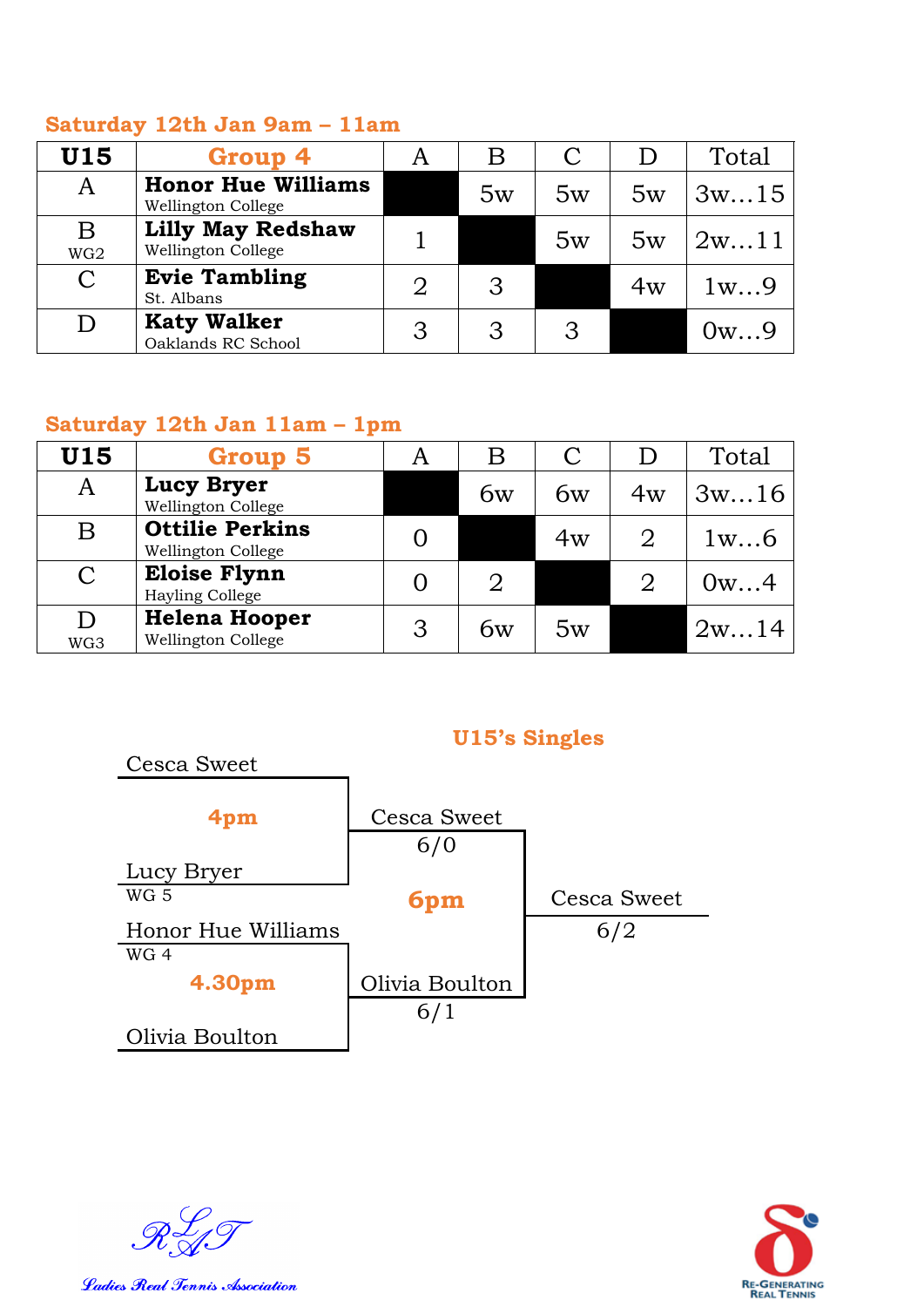**Saturday 12th Jan 9am – 11am**

| U15 | Group 4 | A | B | C | D | Total |
|---|---|---|---|---|---|---|
| A | **Honor Hue Williams** Wellington College | | 5w | 5w | 5w | 3w…15 |
| B WG2 | **Lilly May Redshaw** Wellington College | 1 | | 5w | 5w | 2w…11 |
| C | **Evie Tambling** St. Albans | 2 | 3 | | 4w | 1w…9 |
| D | **Katy Walker** Oaklands RC School | 3 | 3 | 3 | | 0w…9 |

**Saturday 12th Jan 11am – 1pm**

| U15 | Group 5 | A | B | C | D | Total |
|---|---|---|---|---|---|---|
| A | **Lucy Bryer** Wellington College | | 6w | 6w | 4w | 3w…16 |
| B | **Ottilie Perkins** Wellington College | 0 | | 4w | 2 | 1w…6 |
| C | **Eloise Flynn** Hayling College | 0 | 2 | | 2 | 0w…4 |
| D WG3 | **Helena Hooper** Wellington College | 3 | 6w | 5w | | 2w…14 |

## U15's Singles

**4pm**
- Cesca Sweet
- Lucy Bryer (WG 5)

**4.30pm**
- Honor Hue Williams (WG 4)
- Olivia Boulton

**6pm**
- Cesca Sweet 6/0
- Olivia Boulton 6/1

Winner: Cesca Sweet 6/2

Ladies Real Tennis Association

Re-Generating Real Tennis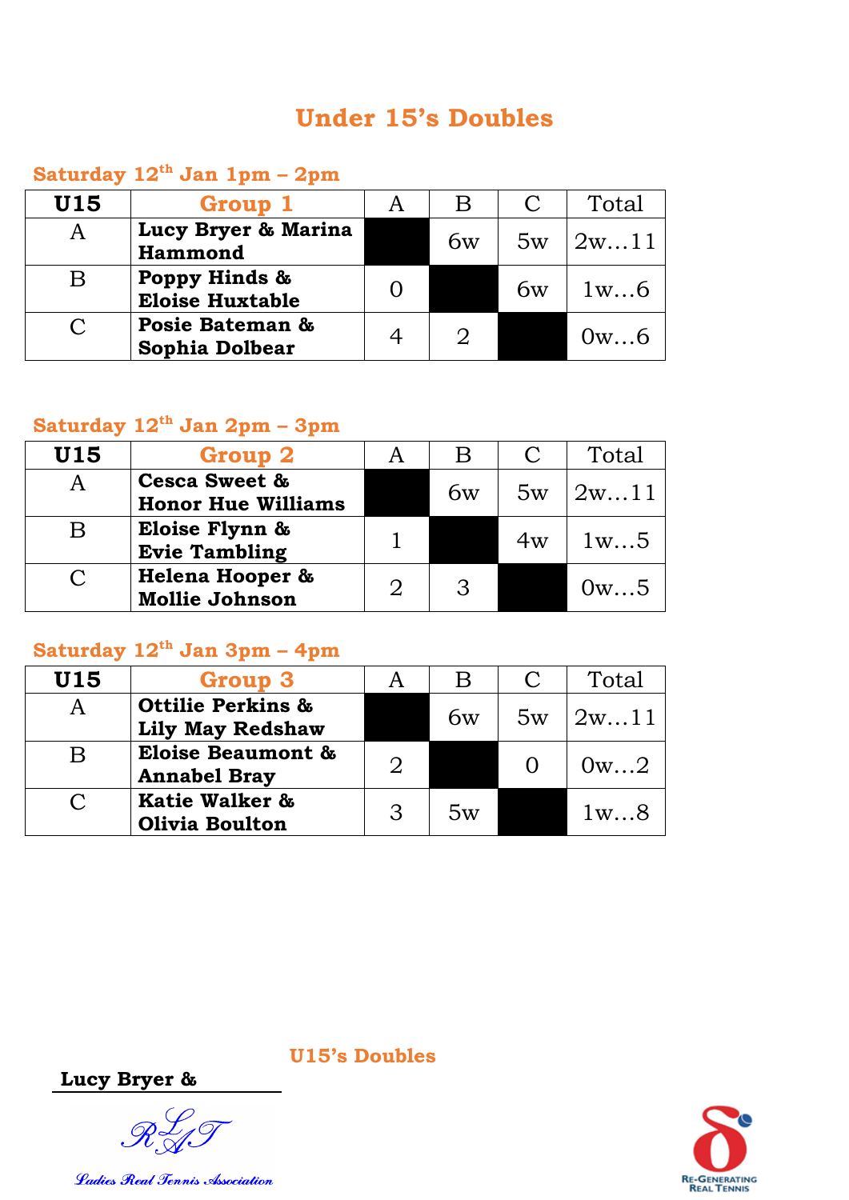# Under 15's Doubles

### Saturday 12th Jan 1pm – 2pm

| U15 | Group 1 | A | B | C | Total |
|---|---|---|---|---|---|
| A | Lucy Bryer & Marina Hammond | | 6w | 5w | 2w…11 |
| B | Poppy Hinds & Eloise Huxtable | 0 | | 6w | 1w…6 |
| C | Posie Bateman & Sophia Dolbear | 4 | 2 | | 0w…6 |

### Saturday 12th Jan 2pm – 3pm

| U15 | Group 2 | A | B | C | Total |
|---|---|---|---|---|---|
| A | Cesca Sweet & Honor Hue Williams | | 6w | 5w | 2w…11 |
| B | Eloise Flynn & Evie Tambling | 1 | | 4w | 1w…5 |
| C | Helena Hooper & Mollie Johnson | 2 | 3 | | 0w…5 |

### Saturday 12th Jan 3pm – 4pm

| U15 | Group 3 | A | B | C | Total |
|---|---|---|---|---|---|
| A | Ottilie Perkins & Lily May Redshaw | | 6w | 5w | 2w…11 |
| B | Eloise Beaumont & Annabel Bray | 2 | | 0 | 0w…2 |
| C | Katie Walker & Olivia Boulton | 3 | 5w | | 1w…8 |

**U15's Doubles**

**Lucy Bryer &**

Ladies Real Tennis Association

Re-Generating Real Tennis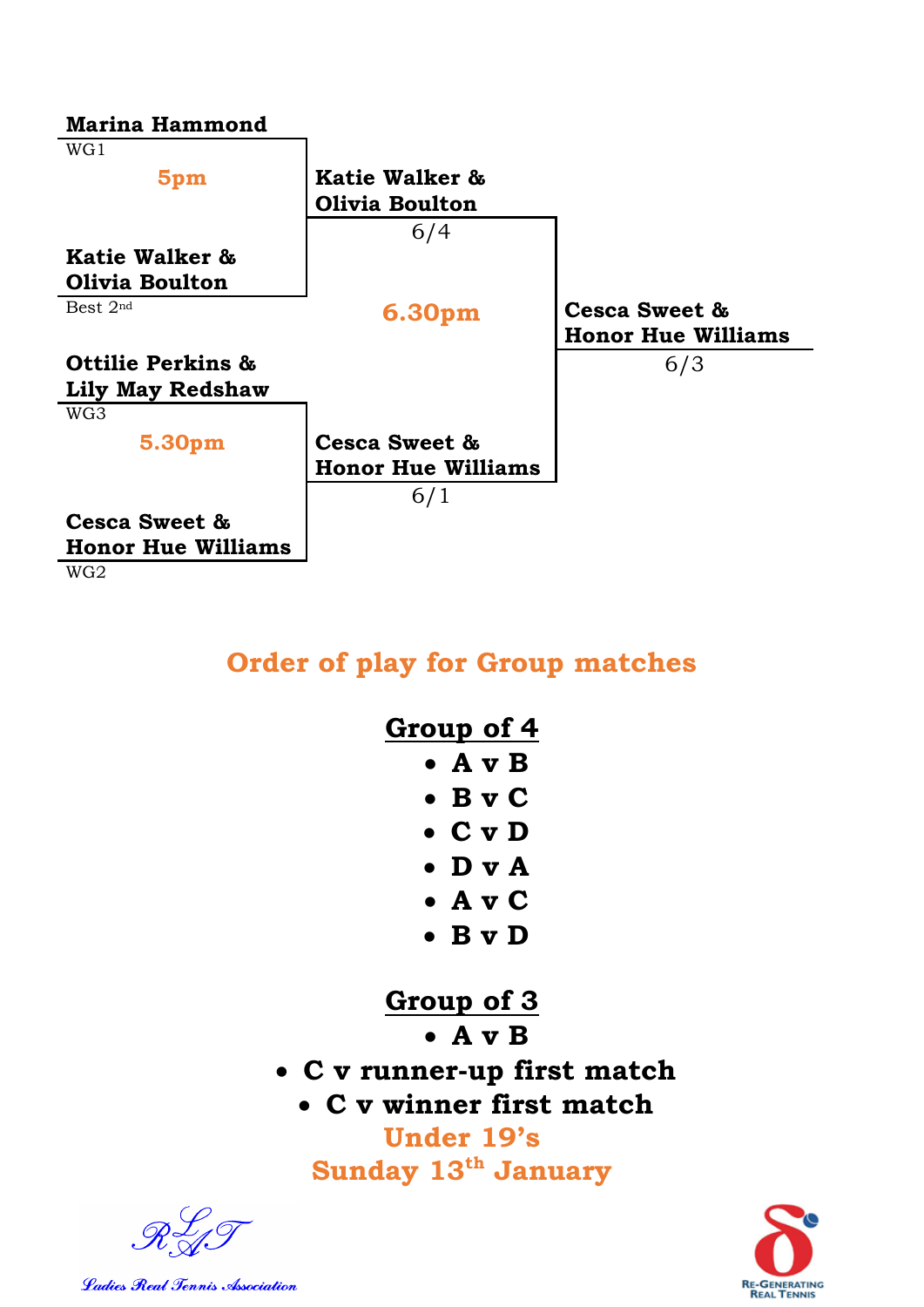**Marina Hammond**
WG1

**5pm**

**Katie Walker & Olivia Boulton**
Best 2nd

**Ottilie Perkins & Lily May Redshaw**
WG3

**5.30pm**

**Cesca Sweet & Honor Hue Williams**
WG2

**Katie Walker & Olivia Boulton**
6/4

**6.30pm**

**Cesca Sweet & Honor Hue Williams**
6/1

**Cesca Sweet & Honor Hue Williams**
6/3

## Order of play for Group matches

### Group of 4

- **A v B**
- **B v C**
- **C v D**
- **D v A**
- **A v C**
- **B v D**

### Group of 3

- **A v B**
- **C v runner-up first match**
- **C v winner first match**

**Under 19's**

**Sunday 13th January**

RLTA
Ladies Real Tennis Association

Re-Generating Real Tennis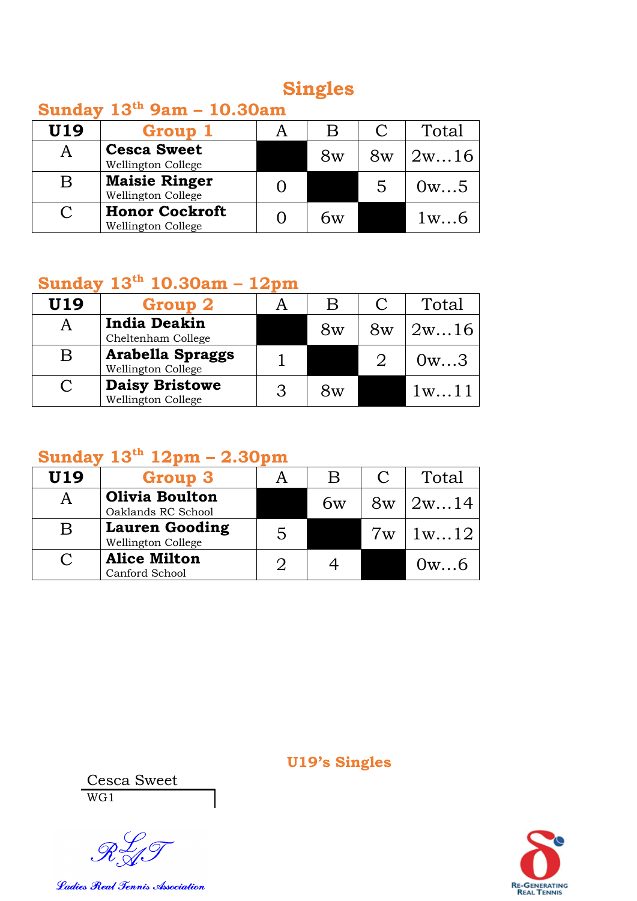# Singles

## Sunday 13th 9am – 10.30am

| U19 | Group 1 | A | B | C | Total |
|---|---|---|---|---|---|
| A | **Cesca Sweet** Wellington College | | 8w | 8w | 2w…16 |
| B | **Maisie Ringer** Wellington College | 0 | | 5 | 0w…5 |
| C | **Honor Cockroft** Wellington College | 0 | 6w | | 1w…6 |

## Sunday 13th 10.30am – 12pm

| U19 | Group 2 | A | B | C | Total |
|---|---|---|---|---|---|
| A | **India Deakin** Cheltenham College | | 8w | 8w | 2w…16 |
| B | **Arabella Spraggs** Wellington College | 1 | | 2 | 0w…3 |
| C | **Daisy Bristowe** Wellington College | 3 | 8w | | 1w…11 |

## Sunday 13th 12pm – 2.30pm

| U19 | Group 3 | A | B | C | Total |
|---|---|---|---|---|---|
| A | **Olivia Boulton** Oaklands RC School | | 6w | 8w | 2w…14 |
| B | **Lauren Gooding** Wellington College | 5 | | 7w | 1w…12 |
| C | **Alice Milton** Canford School | 2 | 4 | | 0w…6 |

## U19's Singles

Cesca Sweet
WG1

Ladies Real Tennis Association

Re-Generating Real Tennis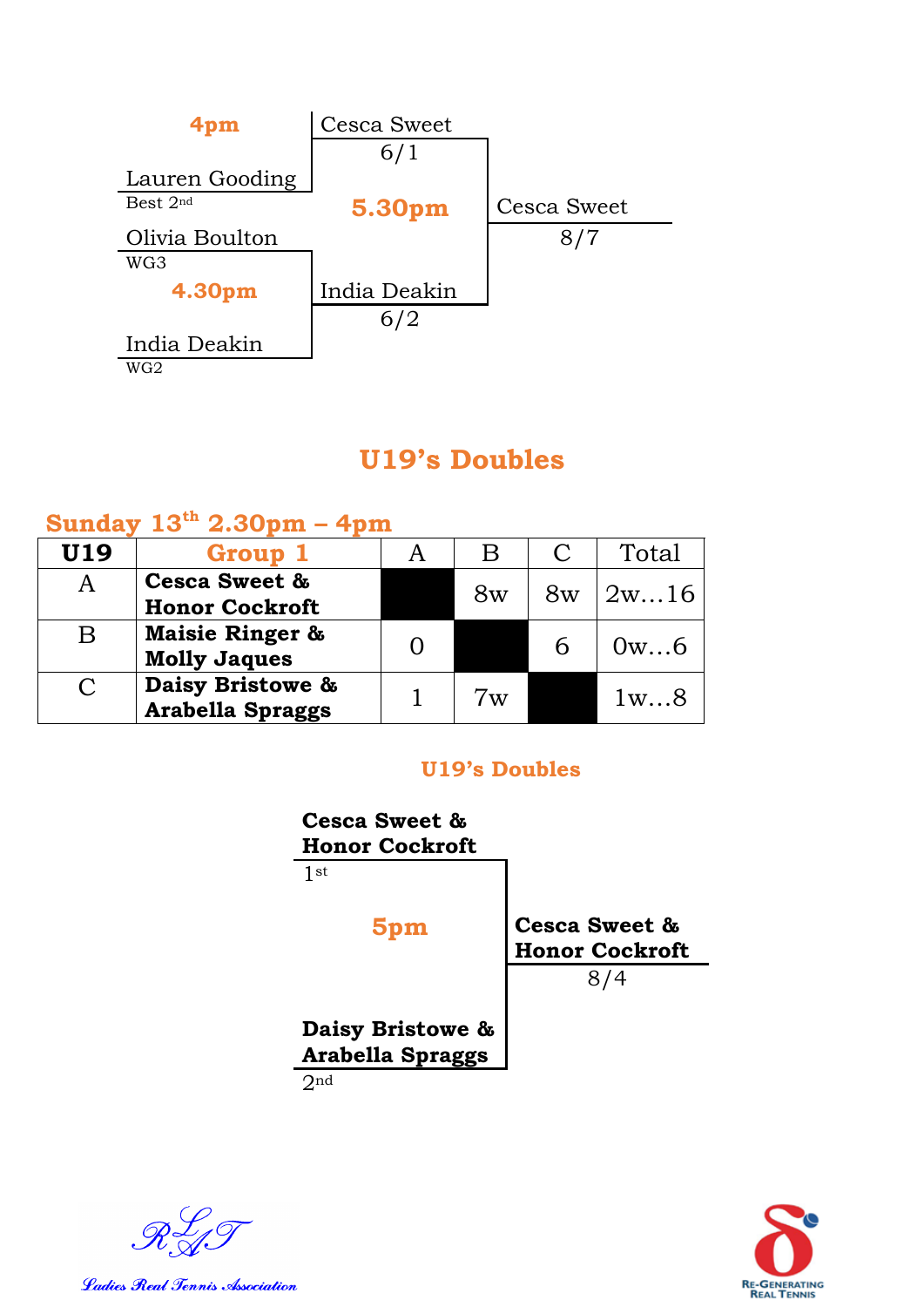**4pm**

Cesca Sweet

6/1

Lauren Gooding

Best 2nd

**5.30pm**

Cesca Sweet

8/7

Olivia Boulton

WG3

**4.30pm**

India Deakin

6/2

India Deakin

WG2

## U19's Doubles

**Sunday 13th 2.30pm – 4pm**

| U19 | Group 1 | A | B | C | Total |
|---|---|---|---|---|---|
| A | **Cesca Sweet & Honor Cockroft** | | 8w | 8w | 2w…16 |
| B | **Maisie Ringer & Molly Jaques** | 0 | | 6 | 0w…6 |
| C | **Daisy Bristowe & Arabella Spraggs** | 1 | 7w | | 1w…8 |

### U19's Doubles

**Cesca Sweet & Honor Cockroft**

1st

**5pm**

**Cesca Sweet & Honor Cockroft**

8/4

**Daisy Bristowe & Arabella Spraggs**

2nd

Ladies Real Tennis Association

Re-Generating Real Tennis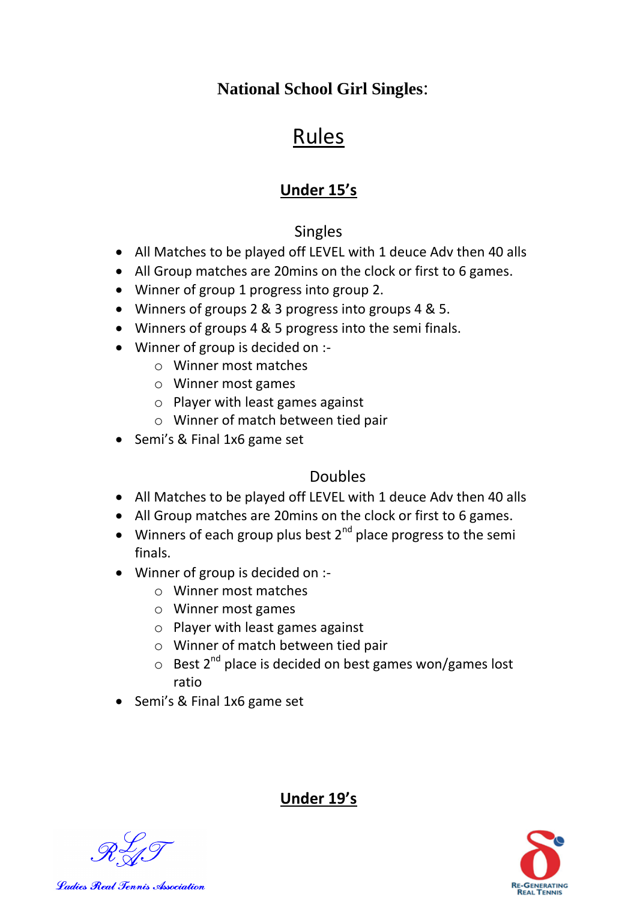## National School Girl Singles:

# Rules

## Under 15's

### Singles

- All Matches to be played off LEVEL with 1 deuce Adv then 40 alls
- All Group matches are 20mins on the clock or first to 6 games.
- Winner of group 1 progress into group 2.
- Winners of groups 2 & 3 progress into groups 4 & 5.
- Winners of groups 4 & 5 progress into the semi finals.
- Winner of group is decided on :-
    - Winner most matches
    - Winner most games
    - Player with least games against
    - Winner of match between tied pair
- Semi's & Final 1x6 game set

### Doubles

- All Matches to be played off LEVEL with 1 deuce Adv then 40 alls
- All Group matches are 20mins on the clock or first to 6 games.
- Winners of each group plus best 2nd place progress to the semi finals.
- Winner of group is decided on :-
    - Winner most matches
    - Winner most games
    - Player with least games against
    - Winner of match between tied pair
    - Best 2nd place is decided on best games won/games lost ratio
- Semi's & Final 1x6 game set

## Under 19's

Ladies Real Tennis Association

Re-Generating Real Tennis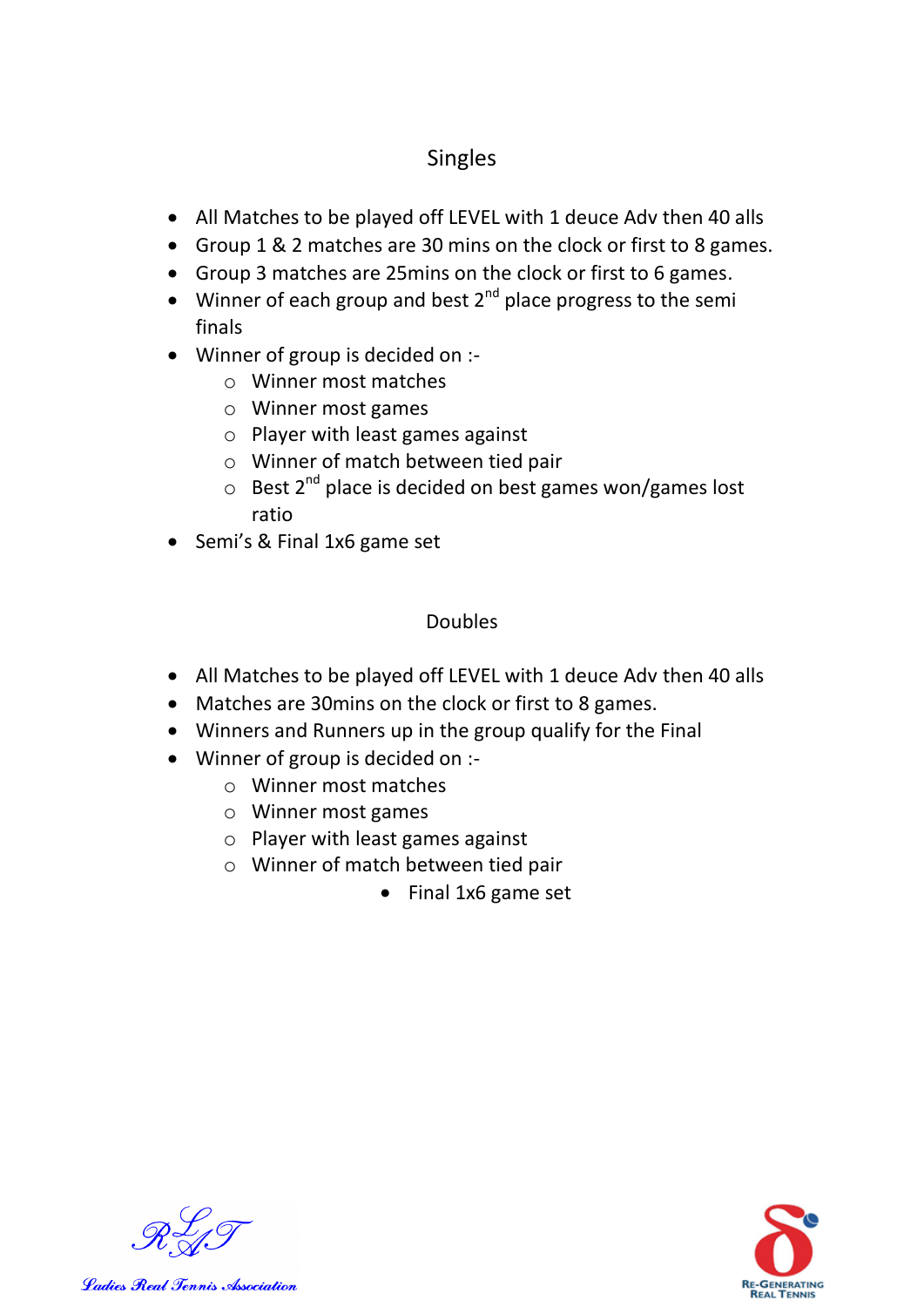## Singles

- All Matches to be played off LEVEL with 1 deuce Adv then 40 alls
- Group 1 & 2 matches are 30 mins on the clock or first to 8 games.
- Group 3 matches are 25mins on the clock or first to 6 games.
- Winner of each group and best 2nd place progress to the semi finals
- Winner of group is decided on :-
    - Winner most matches
    - Winner most games
    - Player with least games against
    - Winner of match between tied pair
    - Best 2nd place is decided on best games won/games lost ratio
- Semi's & Final 1x6 game set

## Doubles

- All Matches to be played off LEVEL with 1 deuce Adv then 40 alls
- Matches are 30mins on the clock or first to 8 games.
- Winners and Runners up in the group qualify for the Final
- Winner of group is decided on :-
    - Winner most matches
    - Winner most games
    - Player with least games against
    - Winner of match between tied pair
        - Final 1x6 game set

RLTA

Ladies Real Tennis Association

Re-Generating Real Tennis